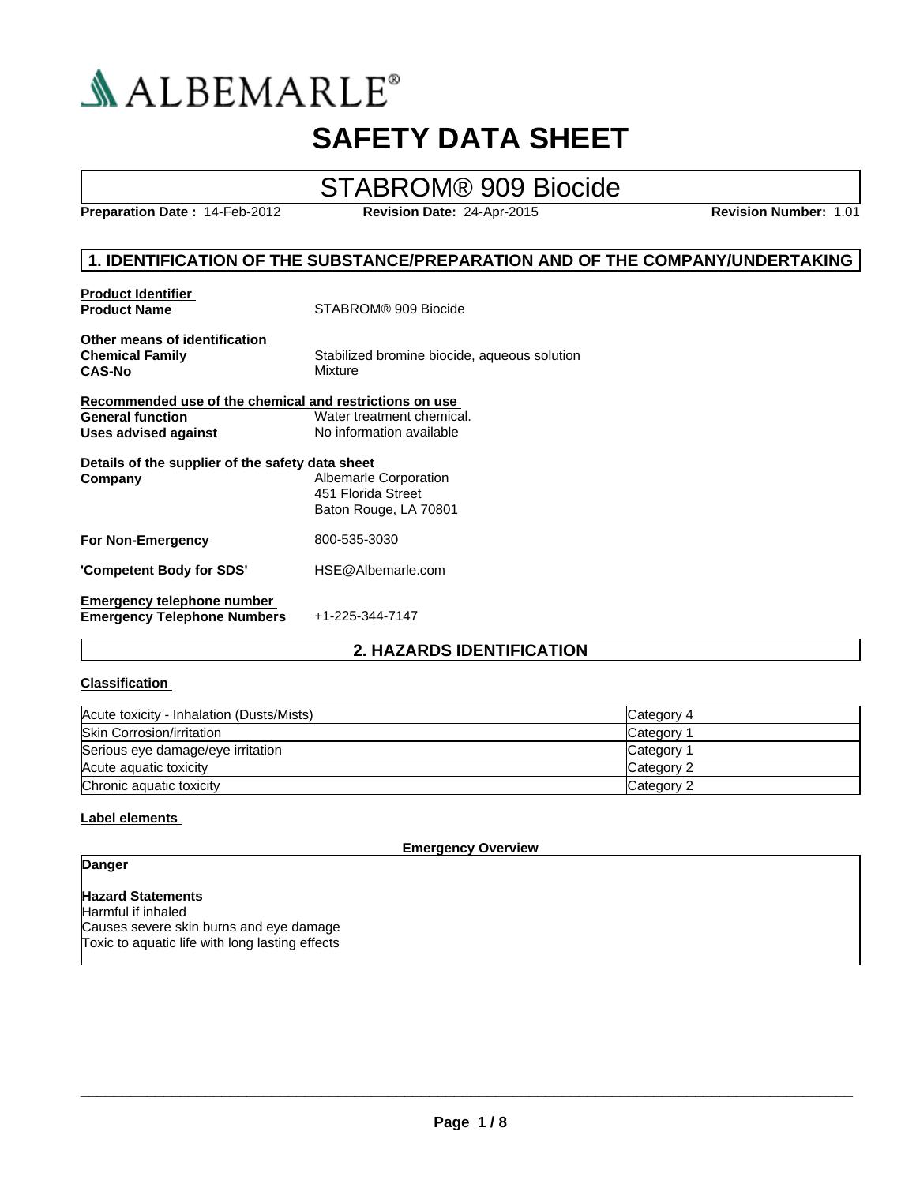ALBEMARLE®

# SAFETY DATA SHEET

## STABROM® 909 Biocide

**Preparation Date :** 14-Feb-2012 **Revision Date:** 24-Apr-2015 **Revision Number:** 1.01

## 1. IDENTIFICATION OF THE SUBSTANCE/PREPARATION AND OF THE COMPANY/UNDERTAKING

**Product Identifier**

**Product Name** STABROM® 909 Biocide

**Other means of identification**

**Chemical Family** Stabilized bromine biocide, aqueous solution

**CAS-No** Mixture

**Recommended use of the chemical and restrictions on use**

**General function** Water treatment chemical.

**Uses advised against** No information available

**Details of the supplier of the safety data sheet**

**Company** Albemarle Corporation
451 Florida Street
Baton Rouge, LA 70801

**For Non-Emergency** 800-535-3030

**'Competent Body for SDS'** HSE@Albemarle.com

**Emergency telephone number**

**Emergency Telephone Numbers** +1-225-344-7147

## 2. HAZARDS IDENTIFICATION

**Classification**

| Hazard | Category |
|---|---|
| Acute toxicity - Inhalation (Dusts/Mists) | Category 4 |
| Skin Corrosion/irritation | Category 1 |
| Serious eye damage/eye irritation | Category 1 |
| Acute aquatic toxicity | Category 2 |
| Chronic aquatic toxicity | Category 2 |

**Label elements**

**Emergency Overview**

**Danger**

**Hazard Statements**

Harmful if inhaled
Causes severe skin burns and eye damage
Toxic to aquatic life with long lasting effects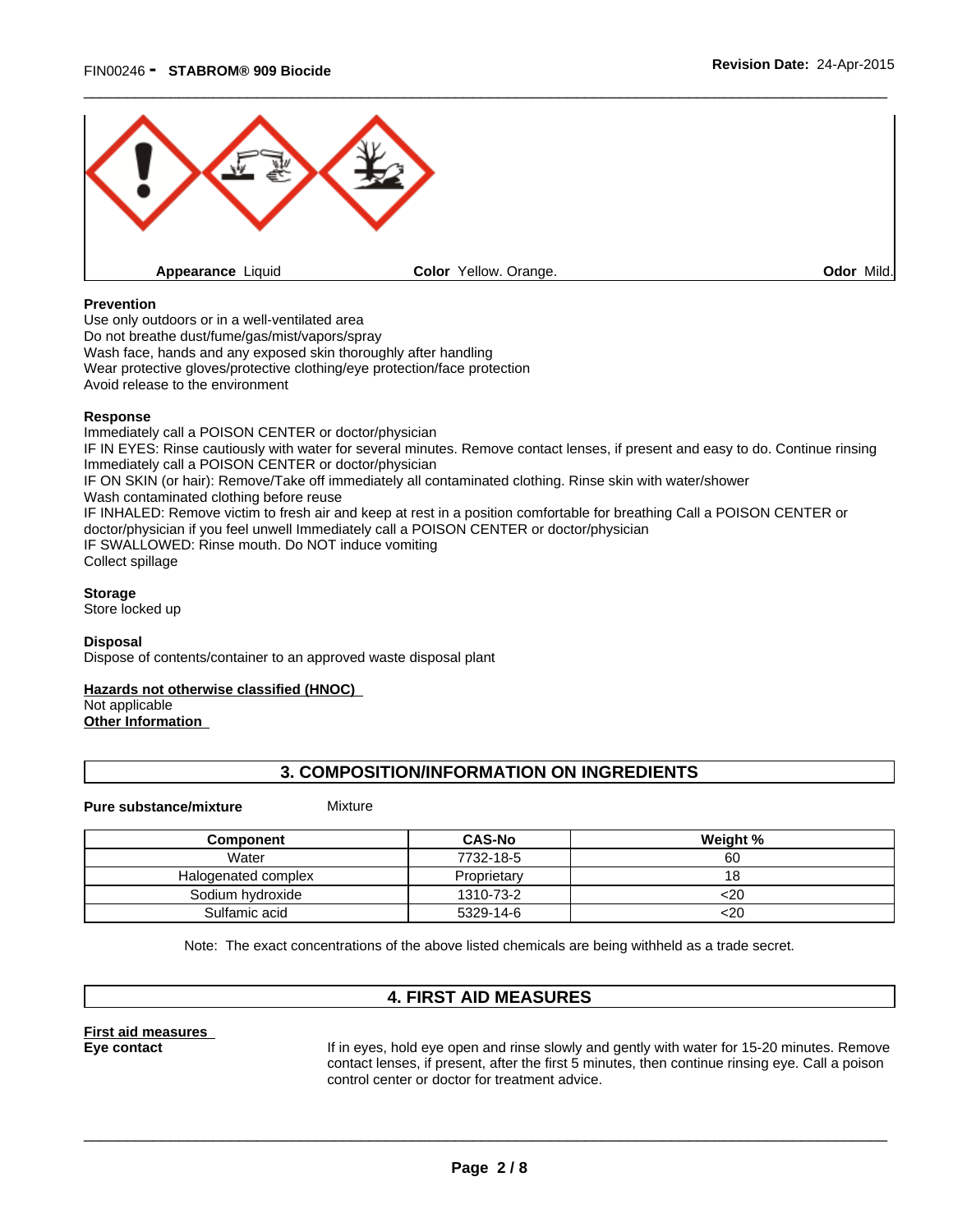| Appearance Liquid | Color Yellow. Orange. | Odor Mild. |
| --- | --- | --- |

**Prevention**
Use only outdoors or in a well-ventilated area
Do not breathe dust/fume/gas/mist/vapors/spray
Wash face, hands and any exposed skin thoroughly after handling
Wear protective gloves/protective clothing/eye protection/face protection
Avoid release to the environment

**Response**
Immediately call a POISON CENTER or doctor/physician
IF IN EYES: Rinse cautiously with water for several minutes. Remove contact lenses, if present and easy to do. Continue rinsing
Immediately call a POISON CENTER or doctor/physician
IF ON SKIN (or hair): Remove/Take off immediately all contaminated clothing. Rinse skin with water/shower
Wash contaminated clothing before reuse
IF INHALED: Remove victim to fresh air and keep at rest in a position comfortable for breathing Call a POISON CENTER or doctor/physician if you feel unwell Immediately call a POISON CENTER or doctor/physician
IF SWALLOWED: Rinse mouth. Do NOT induce vomiting
Collect spillage

**Storage**
Store locked up

**Disposal**
Dispose of contents/container to an approved waste disposal plant

**Hazards not otherwise classified (HNOC)**
Not applicable

**Other Information**

## 3. COMPOSITION/INFORMATION ON INGREDIENTS

**Pure substance/mixture** Mixture

| Component | CAS-No | Weight % |
| --- | --- | --- |
| Water | 7732-18-5 | 60 |
| Halogenated complex | Proprietary | 18 |
| Sodium hydroxide | 1310-73-2 | <20 |
| Sulfamic acid | 5329-14-6 | <20 |

Note: The exact concentrations of the above listed chemicals are being withheld as a trade secret.

## 4. FIRST AID MEASURES

**First aid measures**

**Eye contact** If in eyes, hold eye open and rinse slowly and gently with water for 15-20 minutes. Remove contact lenses, if present, after the first 5 minutes, then continue rinsing eye. Call a poison control center or doctor for treatment advice.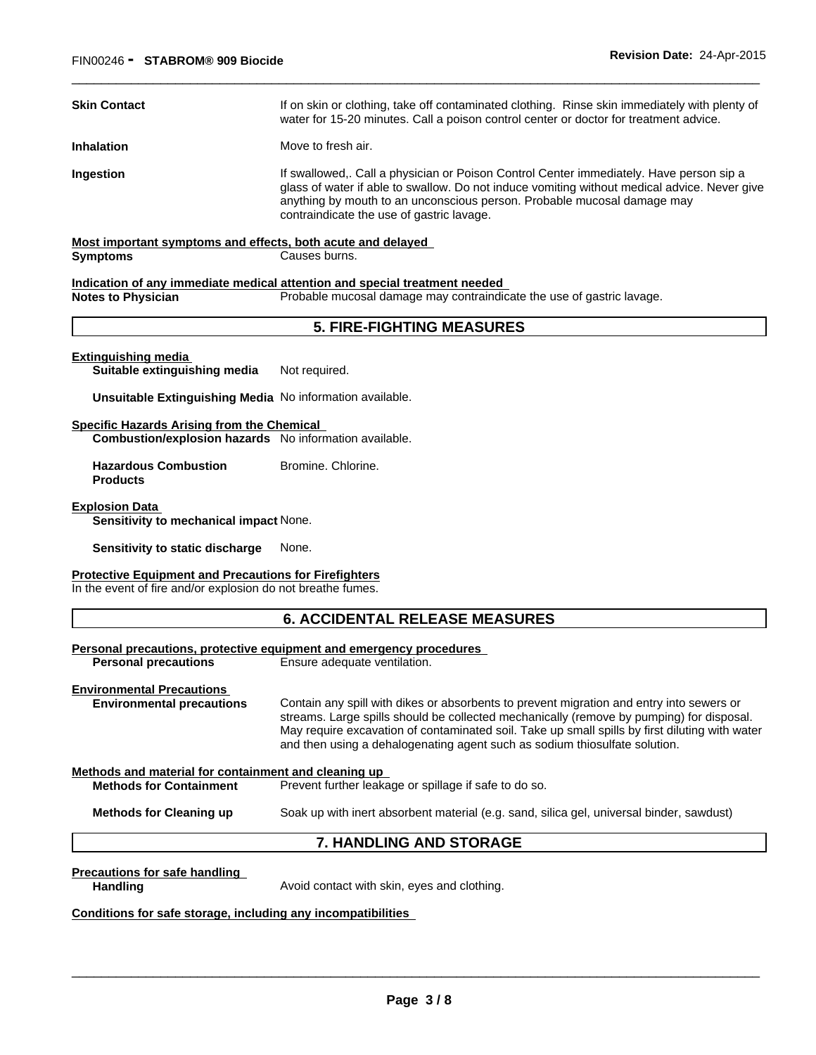**Skin Contact** If on skin or clothing, take off contaminated clothing. Rinse skin immediately with plenty of water for 15-20 minutes. Call a poison control center or doctor for treatment advice.

**Inhalation** Move to fresh air.

**Ingestion** If swallowed,. Call a physician or Poison Control Center immediately. Have person sip a glass of water if able to swallow. Do not induce vomiting without medical advice. Never give anything by mouth to an unconscious person. Probable mucosal damage may contraindicate the use of gastric lavage.

**Most important symptoms and effects, both acute and delayed**

**Symptoms** Causes burns.

**Indication of any immediate medical attention and special treatment needed**

**Notes to Physician** Probable mucosal damage may contraindicate the use of gastric lavage.

## 5. FIRE-FIGHTING MEASURES

**Extinguishing media**

**Suitable extinguishing media** Not required.

**Unsuitable Extinguishing Media** No information available.

**Specific Hazards Arising from the Chemical**

**Combustion/explosion hazards** No information available.

**Hazardous Combustion Products** Bromine. Chlorine.

**Explosion Data**

**Sensitivity to mechanical impact** None.

**Sensitivity to static discharge** None.

**Protective Equipment and Precautions for Firefighters**

In the event of fire and/or explosion do not breathe fumes.

## 6. ACCIDENTAL RELEASE MEASURES

**Personal precautions, protective equipment and emergency procedures**

**Personal precautions** Ensure adequate ventilation.

**Environmental Precautions**

**Environmental precautions** Contain any spill with dikes or absorbents to prevent migration and entry into sewers or streams. Large spills should be collected mechanically (remove by pumping) for disposal. May require excavation of contaminated soil. Take up small spills by first diluting with water and then using a dehalogenating agent such as sodium thiosulfate solution.

**Methods and material for containment and cleaning up**

**Methods for Containment** Prevent further leakage or spillage if safe to do so.

**Methods for Cleaning up** Soak up with inert absorbent material (e.g. sand, silica gel, universal binder, sawdust)

## 7. HANDLING AND STORAGE

**Precautions for safe handling**

**Handling** Avoid contact with skin, eyes and clothing.

**Conditions for safe storage, including any incompatibilities**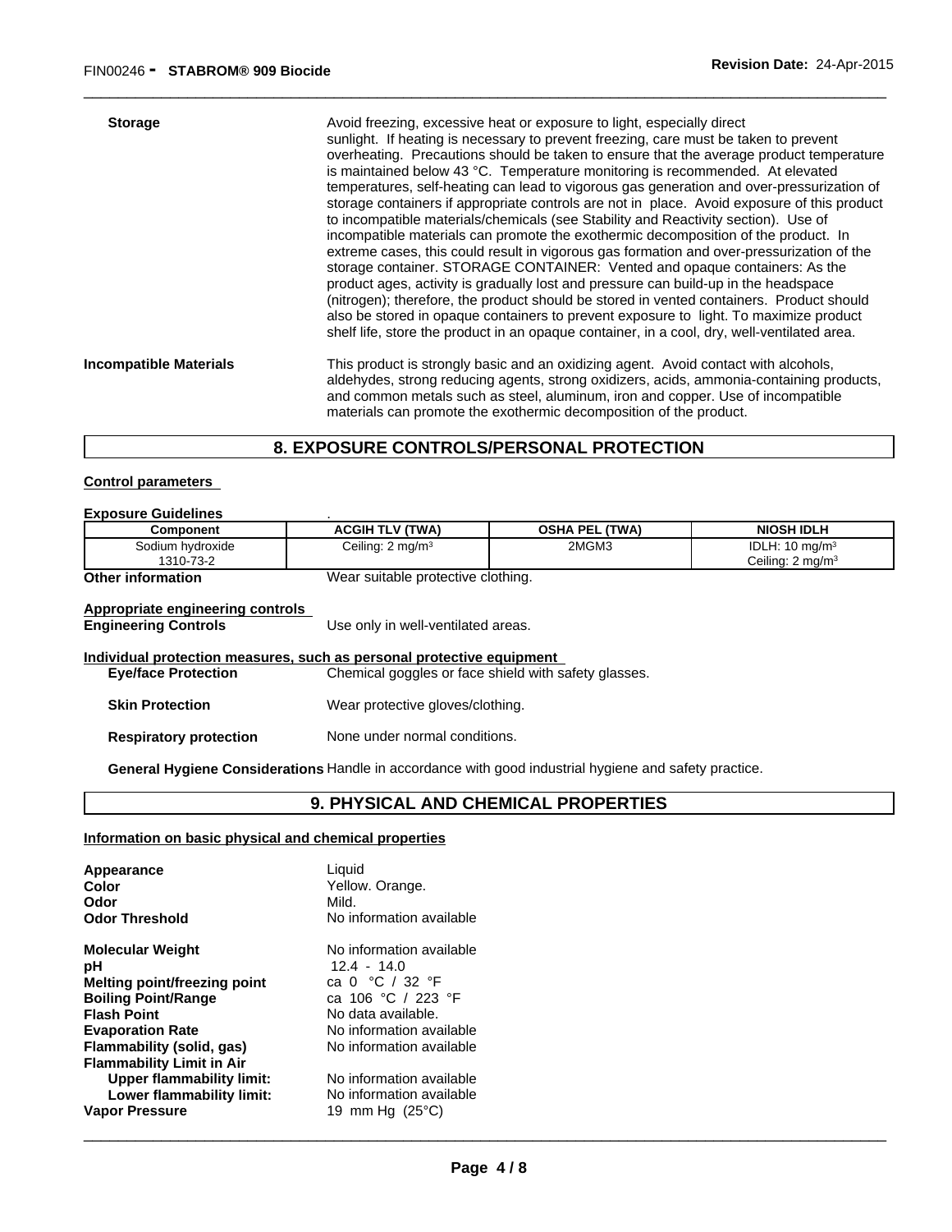**Storage** Avoid freezing, excessive heat or exposure to light, especially direct sunlight. If heating is necessary to prevent freezing, care must be taken to prevent overheating. Precautions should be taken to ensure that the average product temperature is maintained below 43 °C. Temperature monitoring is recommended. At elevated temperatures, self-heating can lead to vigorous gas generation and over-pressurization of storage containers if appropriate controls are not in place. Avoid exposure of this product to incompatible materials/chemicals (see Stability and Reactivity section). Use of incompatible materials can promote the exothermic decomposition of the product. In extreme cases, this could result in vigorous gas formation and over-pressurization of the storage container. STORAGE CONTAINER: Vented and opaque containers: As the product ages, activity is gradually lost and pressure can build-up in the headspace (nitrogen); therefore, the product should be stored in vented containers. Product should also be stored in opaque containers to prevent exposure to light. To maximize product shelf life, store the product in an opaque container, in a cool, dry, well-ventilated area.

**Incompatible Materials** This product is strongly basic and an oxidizing agent. Avoid contact with alcohols, aldehydes, strong reducing agents, strong oxidizers, acids, ammonia-containing products, and common metals such as steel, aluminum, iron and copper. Use of incompatible materials can promote the exothermic decomposition of the product.

## 8. EXPOSURE CONTROLS/PERSONAL PROTECTION

**Control parameters**

**Exposure Guidelines** .

| Component | ACGIH TLV (TWA) | OSHA PEL (TWA) | NIOSH IDLH |
|---|---|---|---|
| Sodium hydroxide 1310-73-2 | Ceiling: 2 mg/m$^3$ | 2MGM3 | IDLH: 10 mg/m$^3$ Ceiling: 2 mg/m$^3$ |

**Other information** Wear suitable protective clothing.

**Appropriate engineering controls**

**Engineering Controls** Use only in well-ventilated areas.

**Individual protection measures, such as personal protective equipment**

**Eye/face Protection** Chemical goggles or face shield with safety glasses.

**Skin Protection** Wear protective gloves/clothing.

**Respiratory protection** None under normal conditions.

**General Hygiene Considerations** Handle in accordance with good industrial hygiene and safety practice.

## 9. PHYSICAL AND CHEMICAL PROPERTIES

**Information on basic physical and chemical properties**

| | |
|---|---|
| **Appearance** | Liquid |
| **Color** | Yellow. Orange. |
| **Odor** | Mild. |
| **Odor Threshold** | No information available |
| **Molecular Weight** | No information available |
| **pH** | 12.4 - 14.0 |
| **Melting point/freezing point** | ca 0 °C / 32 °F |
| **Boiling Point/Range** | ca 106 °C / 223 °F |
| **Flash Point** | No data available. |
| **Evaporation Rate** | No information available |
| **Flammability (solid, gas)** | No information available |
| **Flammability Limit in Air** | |
| **Upper flammability limit:** | No information available |
| **Lower flammability limit:** | No information available |
| **Vapor Pressure** | 19 mm Hg (25°C) |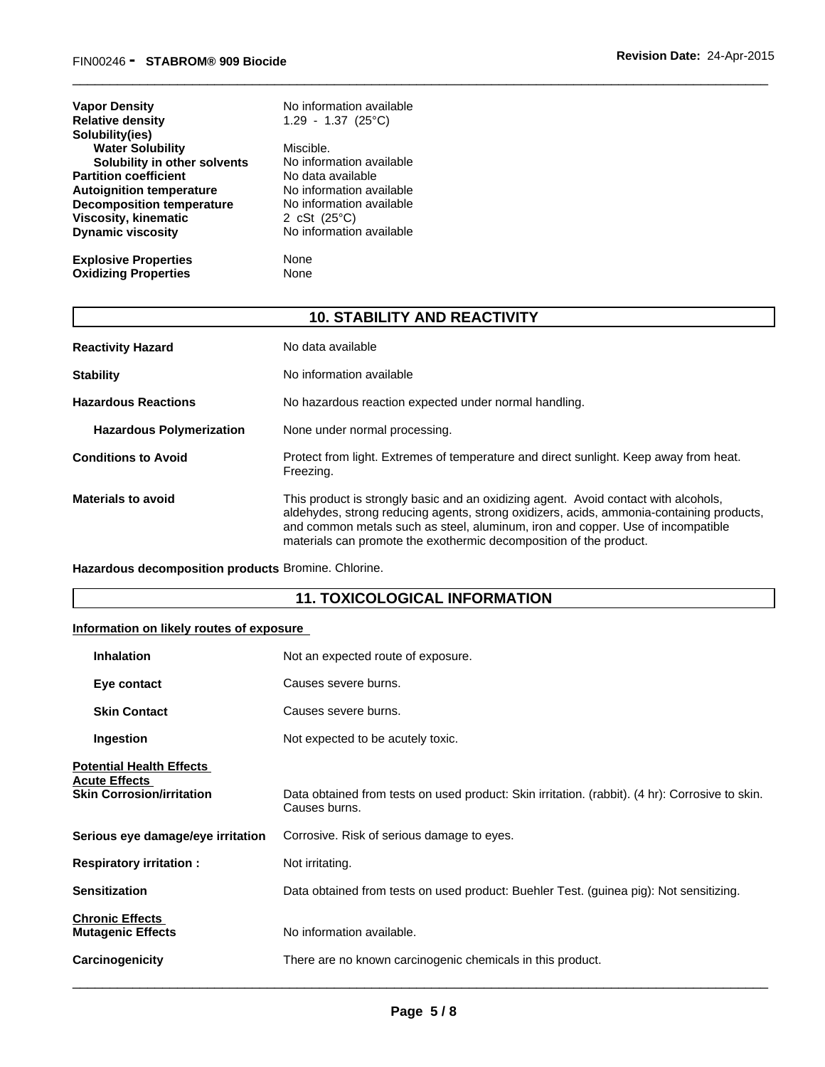| | |
|---|---|
| **Vapor Density** | No information available |
| **Relative density** | 1.29 - 1.37 (25°C) |
| **Solubility(ies)** | |
| **Water Solubility** | Miscible. |
| **Solubility in other solvents** | No information available |
| **Partition coefficient** | No data available |
| **Autoignition temperature** | No information available |
| **Decomposition temperature** | No information available |
| **Viscosity, kinematic** | 2 cSt (25°C) |
| **Dynamic viscosity** | No information available |
| **Explosive Properties** | None |
| **Oxidizing Properties** | None |

## 10. STABILITY AND REACTIVITY

**Reactivity Hazard**: No data available

**Stability**: No information available

**Hazardous Reactions**: No hazardous reaction expected under normal handling.

**Hazardous Polymerization**: None under normal processing.

**Conditions to Avoid**: Protect from light. Extremes of temperature and direct sunlight. Keep away from heat. Freezing.

**Materials to avoid**: This product is strongly basic and an oxidizing agent. Avoid contact with alcohols, aldehydes, strong reducing agents, strong oxidizers, acids, ammonia-containing products, and common metals such as steel, aluminum, iron and copper. Use of incompatible materials can promote the exothermic decomposition of the product.

**Hazardous decomposition products**: Bromine. Chlorine.

## 11. TOXICOLOGICAL INFORMATION

**Information on likely routes of exposure**

**Inhalation**: Not an expected route of exposure.

**Eye contact**: Causes severe burns.

**Skin Contact**: Causes severe burns.

**Ingestion**: Not expected to be acutely toxic.

**Potential Health Effects**

**Acute Effects**

**Skin Corrosion/irritation**: Data obtained from tests on used product: Skin irritation. (rabbit). (4 hr): Corrosive to skin. Causes burns.

**Serious eye damage/eye irritation**: Corrosive. Risk of serious damage to eyes.

**Respiratory irritation :** Not irritating.

**Sensitization**: Data obtained from tests on used product: Buehler Test. (guinea pig): Not sensitizing.

**Chronic Effects**

**Mutagenic Effects**: No information available.

**Carcinogenicity**: There are no known carcinogenic chemicals in this product.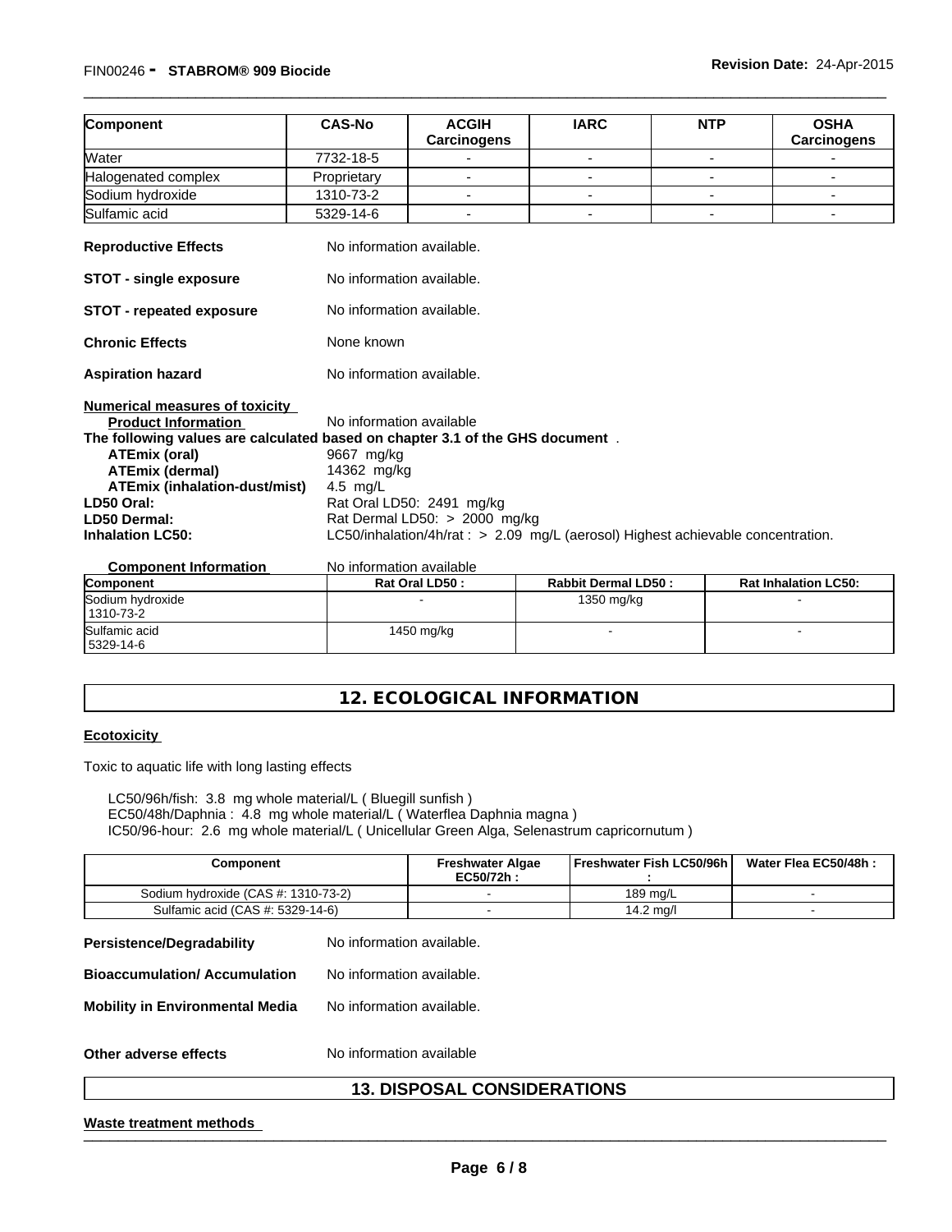| Component | CAS-No | ACGIH Carcinogens | IARC | NTP | OSHA Carcinogens |
|---|---|---|---|---|---|
| Water | 7732-18-5 | - | - | - | - |
| Halogenated complex | Proprietary | - | - | - | - |
| Sodium hydroxide | 1310-73-2 | - | - | - | - |
| Sulfamic acid | 5329-14-6 | - | - | - | - |

**Reproductive Effects** No information available.

**STOT - single exposure** No information available.

**STOT - repeated exposure** No information available.

**Chronic Effects** None known

**Aspiration hazard** No information available.

**Numerical measures of toxicity**

**Product Information** No information available

**The following values are calculated based on chapter 3.1 of the GHS document** .

**ATEmix (oral)** 9667 mg/kg
**ATEmix (dermal)** 14362 mg/kg
**ATEmix (inhalation-dust/mist)** 4.5 mg/L
**LD50 Oral:** Rat Oral LD50: 2491 mg/kg
**LD50 Dermal:** Rat Dermal LD50: > 2000 mg/kg
**Inhalation LC50:** LC50/inhalation/4h/rat : > 2.09 mg/L (aerosol) Highest achievable concentration.

**Component Information** No information available

| Component | Rat Oral LD50 : | Rabbit Dermal LD50 : | Rat Inhalation LC50: |
|---|---|---|---|
| Sodium hydroxide 1310-73-2 | - | 1350 mg/kg | - |
| Sulfamic acid 5329-14-6 | 1450 mg/kg | - | - |

## 12. ECOLOGICAL INFORMATION

**Ecotoxicity**

Toxic to aquatic life with long lasting effects

LC50/96h/fish: 3.8 mg whole material/L ( Bluegill sunfish )
EC50/48h/Daphnia : 4.8 mg whole material/L ( Waterflea Daphnia magna )
IC50/96-hour: 2.6 mg whole material/L ( Unicellular Green Alga, Selenastrum capricornutum )

| Component | Freshwater Algae EC50/72h : | Freshwater Fish LC50/96h : | Water Flea EC50/48h : |
|---|---|---|---|
| Sodium hydroxide (CAS #: 1310-73-2) | - | 189 mg/L | - |
| Sulfamic acid (CAS #: 5329-14-6) | - | 14.2 mg/l | - |

**Persistence/Degradability** No information available.

**Bioaccumulation/ Accumulation** No information available.

**Mobility in Environmental Media** No information available.

**Other adverse effects** No information available

## 13. DISPOSAL CONSIDERATIONS

**Waste treatment methods**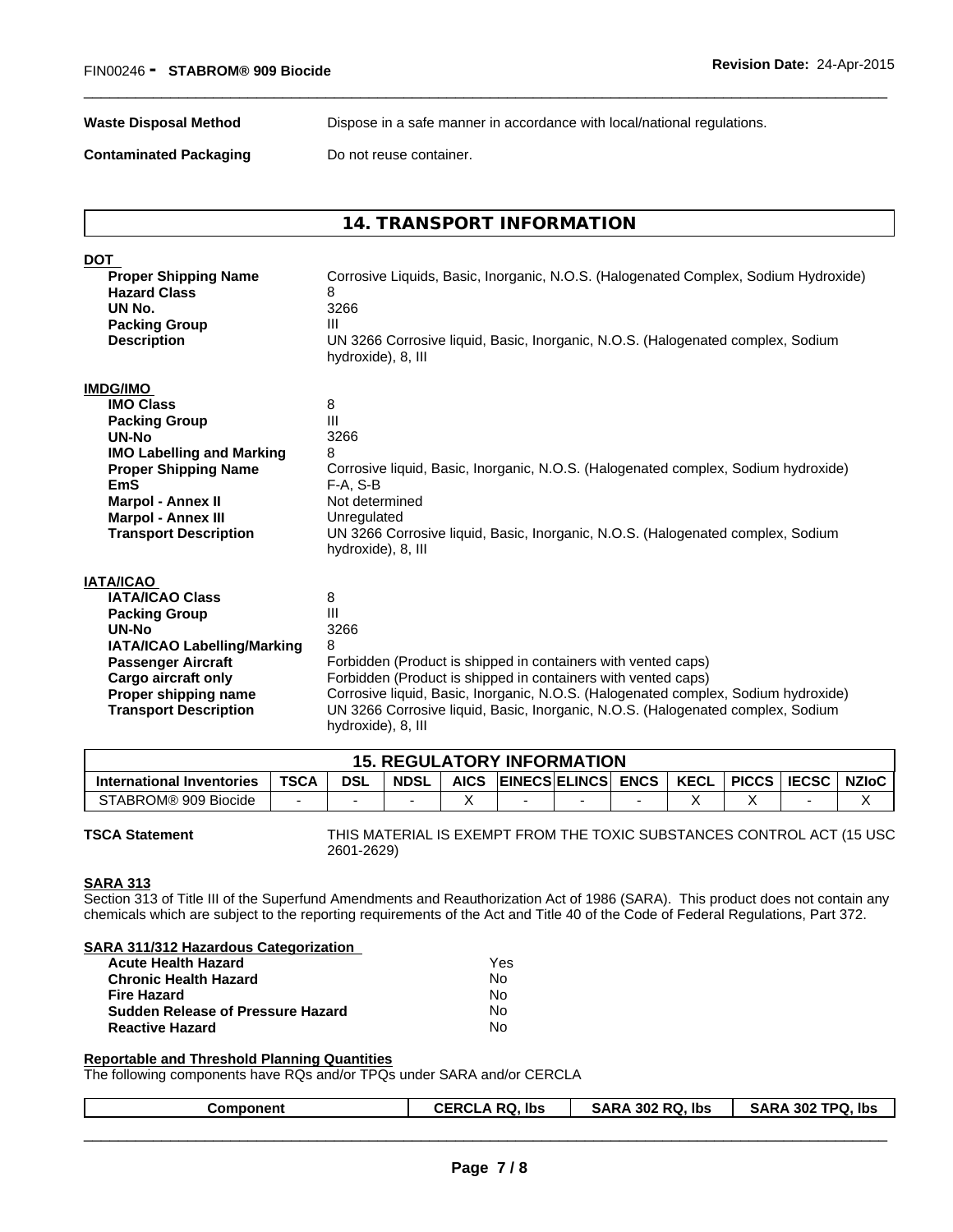| | |
|---|---|
| **Waste Disposal Method** | Dispose in a safe manner in accordance with local/national regulations. |
| **Contaminated Packaging** | Do not reuse container. |

## 14. TRANSPORT INFORMATION

**DOT**

| | |
|---|---|
| **Proper Shipping Name** | Corrosive Liquids, Basic, Inorganic, N.O.S. (Halogenated Complex, Sodium Hydroxide) |
| **Hazard Class** | 8 |
| **UN No.** | 3266 |
| **Packing Group** | III |
| **Description** | UN 3266 Corrosive liquid, Basic, Inorganic, N.O.S. (Halogenated complex, Sodium hydroxide), 8, III |

**IMDG/IMO**

| | |
|---|---|
| **IMO Class** | 8 |
| **Packing Group** | III |
| **UN-No** | 3266 |
| **IMO Labelling and Marking** | 8 |
| **Proper Shipping Name** | Corrosive liquid, Basic, Inorganic, N.O.S. (Halogenated complex, Sodium hydroxide) |
| **EmS** | F-A, S-B |
| **Marpol - Annex II** | Not determined |
| **Marpol - Annex III** | Unregulated |
| **Transport Description** | UN 3266 Corrosive liquid, Basic, Inorganic, N.O.S. (Halogenated complex, Sodium hydroxide), 8, III |

**IATA/ICAO**

| | |
|---|---|
| **IATA/ICAO Class** | 8 |
| **Packing Group** | III |
| **UN-No** | 3266 |
| **IATA/ICAO Labelling/Marking** | 8 |
| **Passenger Aircraft** | Forbidden (Product is shipped in containers with vented caps) |
| **Cargo aircraft only** | Forbidden (Product is shipped in containers with vented caps) |
| **Proper shipping name** | Corrosive liquid, Basic, Inorganic, N.O.S. (Halogenated complex, Sodium hydroxide) |
| **Transport Description** | UN 3266 Corrosive liquid, Basic, Inorganic, N.O.S. (Halogenated complex, Sodium hydroxide), 8, III |

## 15. REGULATORY INFORMATION

| International Inventories | TSCA | DSL | NDSL | AICS | EINECS | ELINCS | ENCS | KECL | PICCS | IECSC | NZIoC |
|---|---|---|---|---|---|---|---|---|---|---|---|
| STABROM® 909 Biocide | - | - | - | X | - | - | - | X | X | - | X |

**TSCA Statement** THIS MATERIAL IS EXEMPT FROM THE TOXIC SUBSTANCES CONTROL ACT (15 USC 2601-2629)

**SARA 313**

Section 313 of Title III of the Superfund Amendments and Reauthorization Act of 1986 (SARA). This product does not contain any chemicals which are subject to the reporting requirements of the Act and Title 40 of the Code of Federal Regulations, Part 372.

**SARA 311/312 Hazardous Categorization**

| | |
|---|---|
| **Acute Health Hazard** | Yes |
| **Chronic Health Hazard** | No |
| **Fire Hazard** | No |
| **Sudden Release of Pressure Hazard** | No |
| **Reactive Hazard** | No |

**Reportable and Threshold Planning Quantities**

The following components have RQs and/or TPQs under SARA and/or CERCLA

| Component | CERCLA RQ, lbs | SARA 302 RQ, lbs | SARA 302 TPQ, lbs |
|---|---|---|---|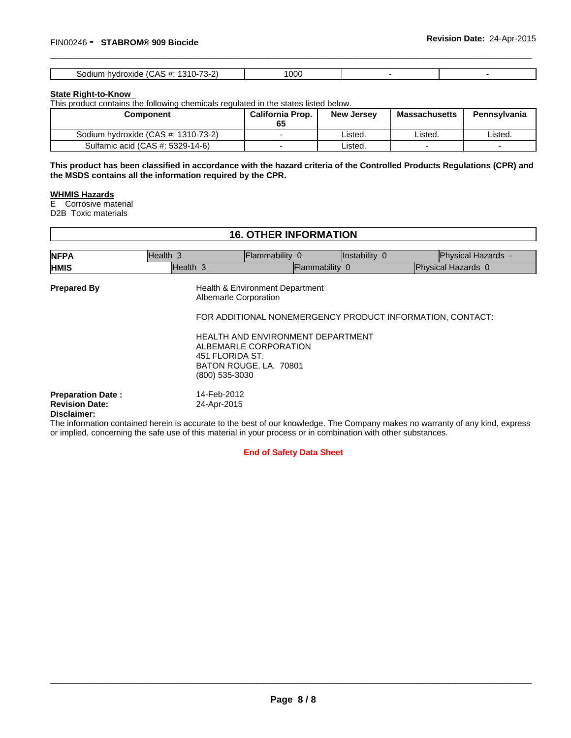| | | | |
|---|---|---|---|
| Sodium hydroxide (CAS #: 1310-73-2) | 1000 | - | - |

**State Right-to-Know**

This product contains the following chemicals regulated in the states listed below.

| Component | California Prop. 65 | New Jersey | Massachusetts | Pennsylvania |
|---|---|---|---|---|
| Sodium hydroxide (CAS #: 1310-73-2) | - | Listed. | Listed. | Listed. |
| Sulfamic acid (CAS #: 5329-14-6) | - | Listed. | - | - |

**This product has been classified in accordance with the hazard criteria of the Controlled Products Regulations (CPR) and the MSDS contains all the information required by the CPR.**

**WHMIS Hazards**

E Corrosive material
D2B Toxic materials

## 16. OTHER INFORMATION

| | | | | |
|---|---|---|---|---|
| **NFPA** | Health 3 | Flammability 0 | Instability 0 | Physical Hazards - |
| **HMIS** | Health 3 | Flammability 0 | Physical Hazards 0 | |

**Prepared By**

Health & Environment Department
Albemarle Corporation

FOR ADDITIONAL NONEMERGENCY PRODUCT INFORMATION, CONTACT:

HEALTH AND ENVIRONMENT DEPARTMENT
ALBEMARLE CORPORATION
451 FLORIDA ST.
BATON ROUGE, LA. 70801
(800) 535-3030

**Preparation Date :** 14-Feb-2012
**Revision Date:** 24-Apr-2015

**Disclaimer:**

The information contained herein is accurate to the best of our knowledge. The Company makes no warranty of any kind, express or implied, concerning the safe use of this material in your process or in combination with other substances.

**End of Safety Data Sheet**